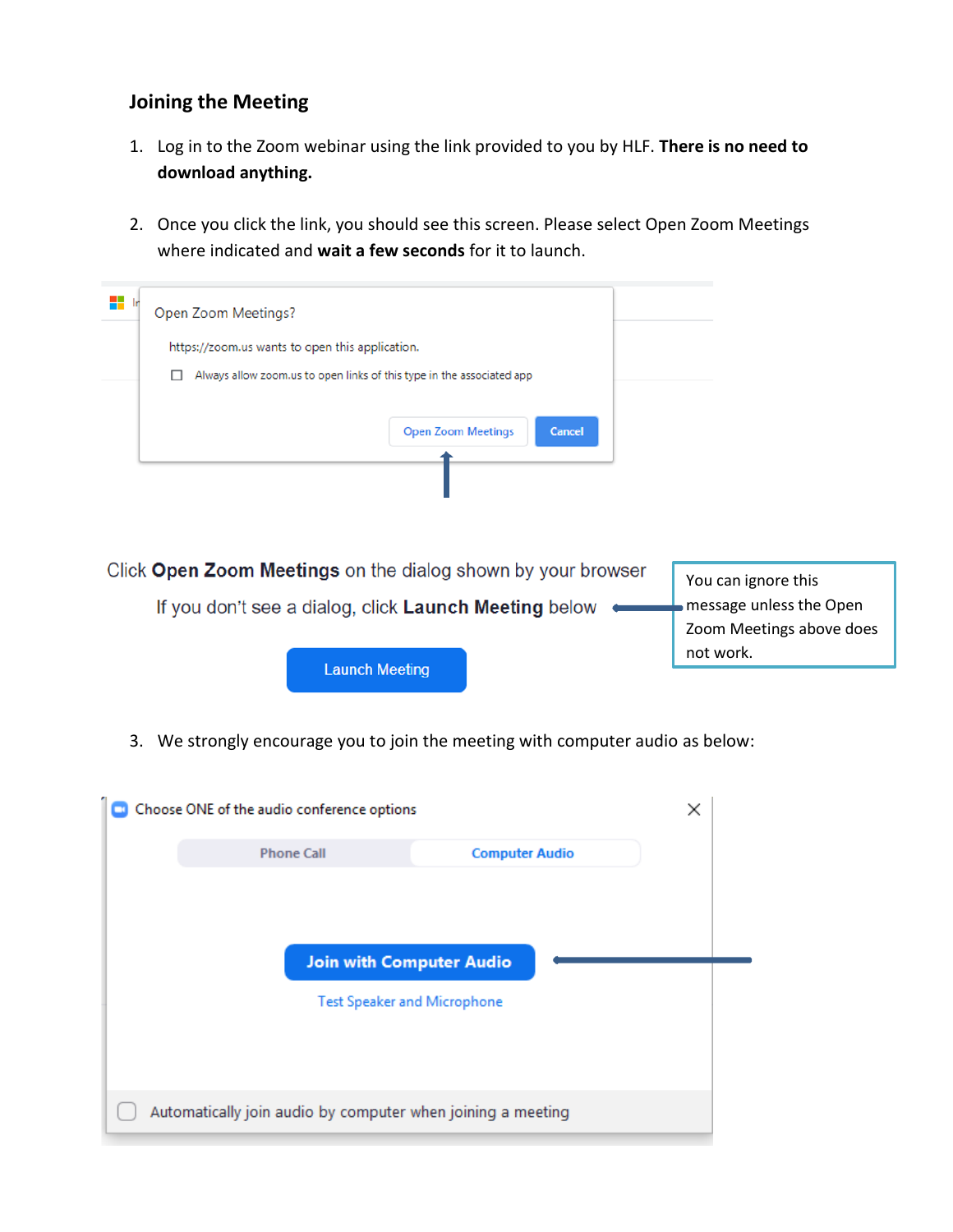## Joining the Meeting

1. Log in to the Zoom webinar using the link provided to you by HLF. **There is no need to download anything.**

2. Once you click the link, you should see this screen. Please select Open Zoom Meetings where indicated and **wait a few seconds** for it to launch.

Open Zoom Meetings?

https://zoom.us wants to open this application.

☐ Always allow zoom.us to open links of this type in the associated app

Open Zoom Meetings | Cancel

Click **Open Zoom Meetings** on the dialog shown by your browser

If you don't see a dialog, click **Launch Meeting** below

You can ignore this message unless the Open Zoom Meetings above does not work.

Launch Meeting

3. We strongly encourage you to join the meeting with computer audio as below:

Choose ONE of the audio conference options

Phone Call | Computer Audio

Join with Computer Audio

Test Speaker and Microphone

☐ Automatically join audio by computer when joining a meeting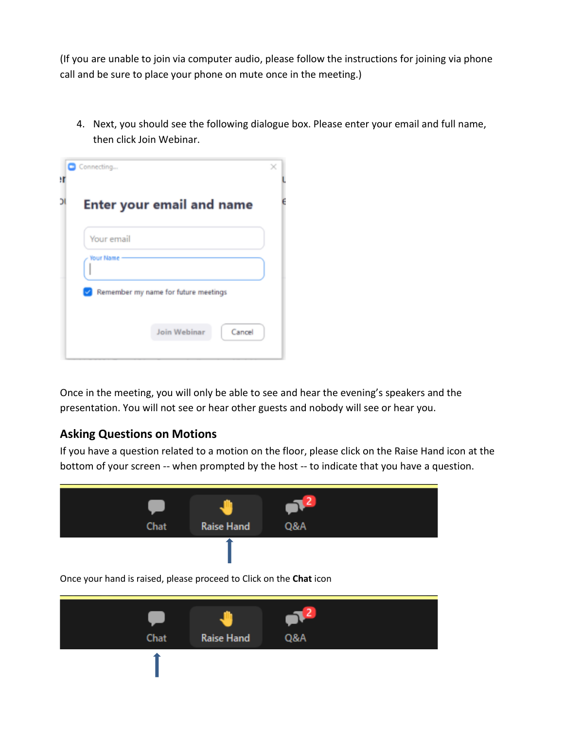(If you are unable to join via computer audio, please follow the instructions for joining via phone call and be sure to place your phone on mute once in the meeting.)

4. Next, you should see the following dialogue box. Please enter your email and full name, then click Join Webinar.

Once in the meeting, you will only be able to see and hear the evening's speakers and the presentation. You will not see or hear other guests and nobody will see or hear you.

## Asking Questions on Motions

If you have a question related to a motion on the floor, please click on the Raise Hand icon at the bottom of your screen -- when prompted by the host -- to indicate that you have a question.

Once your hand is raised, please proceed to Click on the **Chat** icon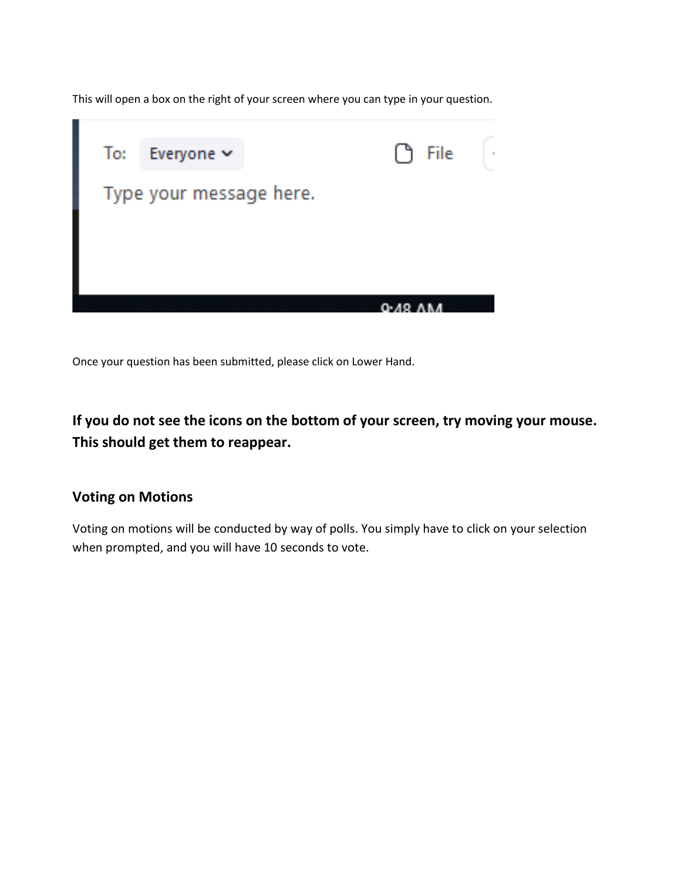This will open a box on the right of your screen where you can type in your question.

Once your question has been submitted, please click on Lower Hand.

**If you do not see the icons on the bottom of your screen, try moving your mouse. This should get them to reappear.**

## Voting on Motions

Voting on motions will be conducted by way of polls. You simply have to click on your selection when prompted, and you will have 10 seconds to vote.